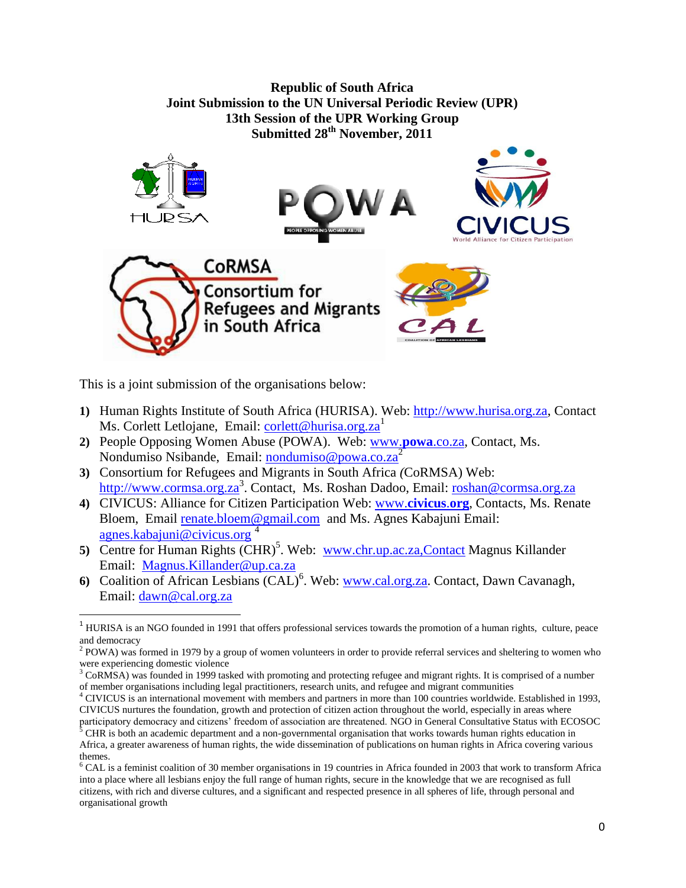**Republic of South Africa**
**Joint Submission to the UN Universal Periodic Review (UPR)**
**13th Session of the UPR Working Group**
**Submitted 28th November, 2011**

This is a joint submission of the organisations below:

1) Human Rights Institute of South Africa (HURISA). Web: http://www.hurisa.org.za, Contact Ms. Corlett Letlojane, Email: corlett@hurisa.org.za[1]
2) People Opposing Women Abuse (POWA). Web: www.**powa**.co.za, Contact, Ms. Nondumiso Nsibande, Email: nondumiso@powa.co.za[2]
3) Consortium for Refugees and Migrants in South Africa *(*CoRMSA) Web: http://www.cormsa.org.za[3]. Contact, Ms. Roshan Dadoo, Email: roshan@cormsa.org.za
4) CIVICUS: Alliance for Citizen Participation Web: www.**civicus**.**org**, Contacts, Ms. Renate Bloem, Email renate.bloem@gmail.com and Ms. Agnes Kabajuni Email: agnes.kabajuni@civicus.org [4]
5) Centre for Human Rights (CHR)[5]. Web: www.chr.up.ac.za,Contact Magnus Killander Email: Magnus.Killander@up.ca.za
6) Coalition of African Lesbians (CAL)[6]. Web: www.cal.org.za. Contact, Dawn Cavanagh, Email: dawn@cal.org.za

---

[1] HURISA is an NGO founded in 1991 that offers professional services towards the promotion of a human rights, culture, peace and democracy

[2] POWA) was formed in 1979 by a group of women volunteers in order to provide referral services and sheltering to women who were experiencing domestic violence

[3] CoRMSA) was founded in 1999 tasked with promoting and protecting refugee and migrant rights. It is comprised of a number of member organisations including legal practitioners, research units, and refugee and migrant communities

[4] CIVICUS is an international movement with members and partners in more than 100 countries worldwide. Established in 1993, CIVICUS nurtures the foundation, growth and protection of citizen action throughout the world, especially in areas where participatory democracy and citizens' freedom of association are threatened. NGO in General Consultative Status with ECOSOC

[5] CHR is both an academic department and a non-governmental organisation that works towards human rights education in Africa, a greater awareness of human rights, the wide dissemination of publications on human rights in Africa covering various themes.

[6] CAL is a feminist coalition of 30 member organisations in 19 countries in Africa founded in 2003 that work to transform Africa into a place where all lesbians enjoy the full range of human rights, secure in the knowledge that we are recognised as full citizens, with rich and diverse cultures, and a significant and respected presence in all spheres of life, through personal and organisational growth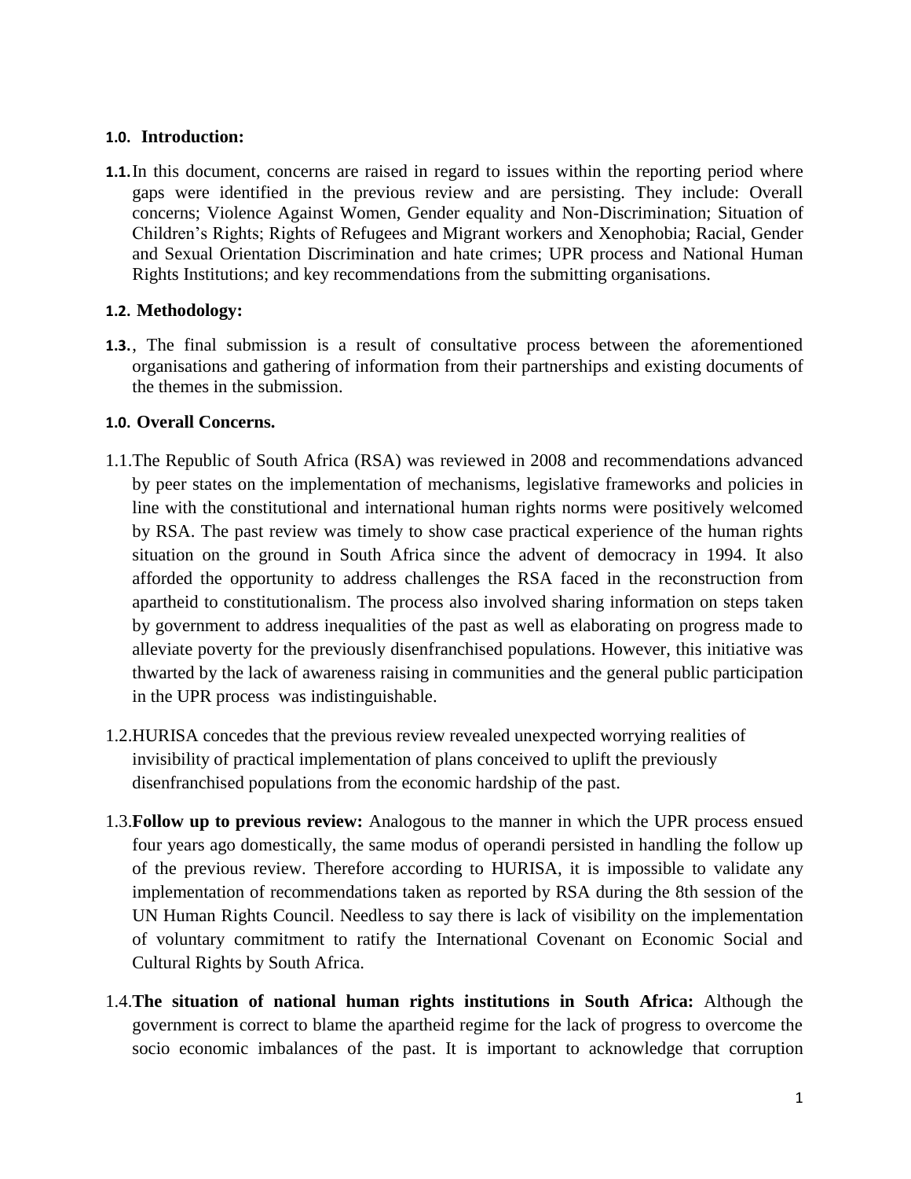## 1.0. Introduction:

**1.1.** In this document, concerns are raised in regard to issues within the reporting period where gaps were identified in the previous review and are persisting. They include: Overall concerns; Violence Against Women, Gender equality and Non-Discrimination; Situation of Children's Rights; Rights of Refugees and Migrant workers and Xenophobia; Racial, Gender and Sexual Orientation Discrimination and hate crimes; UPR process and National Human Rights Institutions; and key recommendations from the submitting organisations.

## 1.2. Methodology:

**1.3.**, The final submission is a result of consultative process between the aforementioned organisations and gathering of information from their partnerships and existing documents of the themes in the submission.

## 1.0. Overall Concerns.

1.1. The Republic of South Africa (RSA) was reviewed in 2008 and recommendations advanced by peer states on the implementation of mechanisms, legislative frameworks and policies in line with the constitutional and international human rights norms were positively welcomed by RSA. The past review was timely to show case practical experience of the human rights situation on the ground in South Africa since the advent of democracy in 1994. It also afforded the opportunity to address challenges the RSA faced in the reconstruction from apartheid to constitutionalism. The process also involved sharing information on steps taken by government to address inequalities of the past as well as elaborating on progress made to alleviate poverty for the previously disenfranchised populations. However, this initiative was thwarted by the lack of awareness raising in communities and the general public participation in the UPR process was indistinguishable.

1.2. HURISA concedes that the previous review revealed unexpected worrying realities of invisibility of practical implementation of plans conceived to uplift the previously disenfranchised populations from the economic hardship of the past.

1.3. **Follow up to previous review:** Analogous to the manner in which the UPR process ensued four years ago domestically, the same modus of operandi persisted in handling the follow up of the previous review. Therefore according to HURISA, it is impossible to validate any implementation of recommendations taken as reported by RSA during the 8th session of the UN Human Rights Council. Needless to say there is lack of visibility on the implementation of voluntary commitment to ratify the International Covenant on Economic Social and Cultural Rights by South Africa.

1.4. **The situation of national human rights institutions in South Africa:** Although the government is correct to blame the apartheid regime for the lack of progress to overcome the socio economic imbalances of the past. It is important to acknowledge that corruption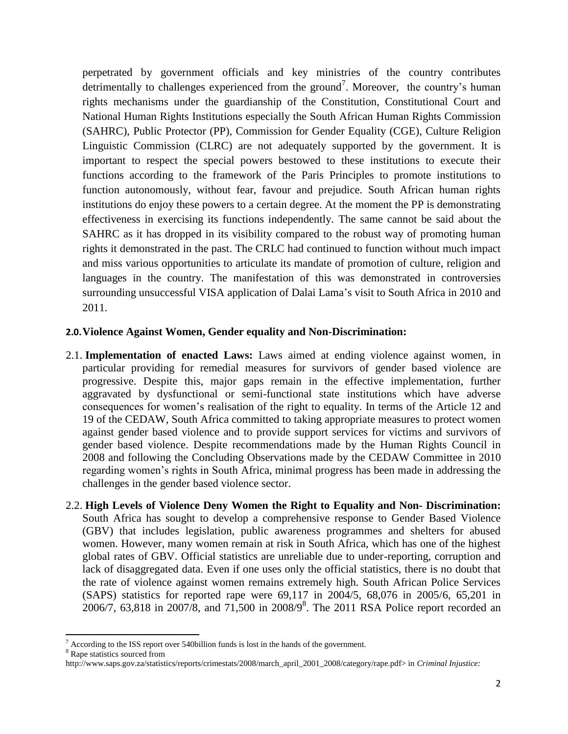perpetrated by government officials and key ministries of the country contributes detrimentally to challenges experienced from the ground[7]. Moreover, the country's human rights mechanisms under the guardianship of the Constitution, Constitutional Court and National Human Rights Institutions especially the South African Human Rights Commission (SAHRC), Public Protector (PP), Commission for Gender Equality (CGE), Culture Religion Linguistic Commission (CLRC) are not adequately supported by the government. It is important to respect the special powers bestowed to these institutions to execute their functions according to the framework of the Paris Principles to promote institutions to function autonomously, without fear, favour and prejudice. South African human rights institutions do enjoy these powers to a certain degree. At the moment the PP is demonstrating effectiveness in exercising its functions independently. The same cannot be said about the SAHRC as it has dropped in its visibility compared to the robust way of promoting human rights it demonstrated in the past. The CRLC had continued to function without much impact and miss various opportunities to articulate its mandate of promotion of culture, religion and languages in the country. The manifestation of this was demonstrated in controversies surrounding unsuccessful VISA application of Dalai Lama's visit to South Africa in 2010 and 2011.

## 2.0. Violence Against Women, Gender equality and Non-Discrimination:

2.1. **Implementation of enacted Laws:** Laws aimed at ending violence against women, in particular providing for remedial measures for survivors of gender based violence are progressive. Despite this, major gaps remain in the effective implementation, further aggravated by dysfunctional or semi-functional state institutions which have adverse consequences for women's realisation of the right to equality. In terms of the Article 12 and 19 of the CEDAW, South Africa committed to taking appropriate measures to protect women against gender based violence and to provide support services for victims and survivors of gender based violence. Despite recommendations made by the Human Rights Council in 2008 and following the Concluding Observations made by the CEDAW Committee in 2010 regarding women's rights in South Africa, minimal progress has been made in addressing the challenges in the gender based violence sector.

2.2. **High Levels of Violence Deny Women the Right to Equality and Non- Discrimination:** South Africa has sought to develop a comprehensive response to Gender Based Violence (GBV) that includes legislation, public awareness programmes and shelters for abused women. However, many women remain at risk in South Africa, which has one of the highest global rates of GBV. Official statistics are unreliable due to under-reporting, corruption and lack of disaggregated data. Even if one uses only the official statistics, there is no doubt that the rate of violence against women remains extremely high. South African Police Services (SAPS) statistics for reported rape were 69,117 in 2004/5, 68,076 in 2005/6, 65,201 in 2006/7, 63,818 in 2007/8, and 71,500 in 2008/9[8]. The 2011 RSA Police report recorded an

---

[7] According to the ISS report over 540billion funds is lost in the hands of the government.

[8] Rape statistics sourced from http://www.saps.gov.za/statistics/reports/crimestats/2008/march_april_2001_2008/category/rape.pdf> in *Criminal Injustice:*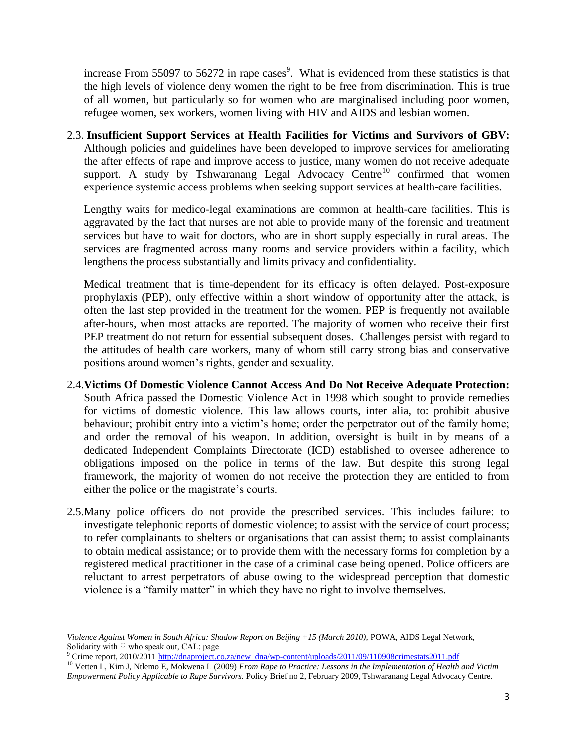increase From 55097 to 56272 in rape cases[9]. What is evidenced from these statistics is that the high levels of violence deny women the right to be free from discrimination. This is true of all women, but particularly so for women who are marginalised including poor women, refugee women, sex workers, women living with HIV and AIDS and lesbian women.

2.3. **Insufficient Support Services at Health Facilities for Victims and Survivors of GBV:** Although policies and guidelines have been developed to improve services for ameliorating the after effects of rape and improve access to justice, many women do not receive adequate support. A study by Tshwaranang Legal Advocacy Centre[10] confirmed that women experience systemic access problems when seeking support services at health-care facilities.

Lengthy waits for medico-legal examinations are common at health-care facilities. This is aggravated by the fact that nurses are not able to provide many of the forensic and treatment services but have to wait for doctors, who are in short supply especially in rural areas. The services are fragmented across many rooms and service providers within a facility, which lengthens the process substantially and limits privacy and confidentiality.

Medical treatment that is time-dependent for its efficacy is often delayed. Post-exposure prophylaxis (PEP), only effective within a short window of opportunity after the attack, is often the last step provided in the treatment for the women. PEP is frequently not available after-hours, when most attacks are reported. The majority of women who receive their first PEP treatment do not return for essential subsequent doses. Challenges persist with regard to the attitudes of health care workers, many of whom still carry strong bias and conservative positions around women's rights, gender and sexuality.

2.4. **Victims Of Domestic Violence Cannot Access And Do Not Receive Adequate Protection:** South Africa passed the Domestic Violence Act in 1998 which sought to provide remedies for victims of domestic violence. This law allows courts, inter alia, to: prohibit abusive behaviour; prohibit entry into a victim's home; order the perpetrator out of the family home; and order the removal of his weapon. In addition, oversight is built in by means of a dedicated Independent Complaints Directorate (ICD) established to oversee adherence to obligations imposed on the police in terms of the law. But despite this strong legal framework, the majority of women do not receive the protection they are entitled to from either the police or the magistrate's courts.

2.5. Many police officers do not provide the prescribed services. This includes failure: to investigate telephonic reports of domestic violence; to assist with the service of court process; to refer complainants to shelters or organisations that can assist them; to assist complainants to obtain medical assistance; or to provide them with the necessary forms for completion by a registered medical practitioner in the case of a criminal case being opened. Police officers are reluctant to arrest perpetrators of abuse owing to the widespread perception that domestic violence is a "family matter" in which they have no right to involve themselves.

---

*Violence Against Women in South Africa: Shadow Report on Beijing +15 (March 2010),* POWA, AIDS Legal Network, Solidarity with ♀ who speak out, CAL: page

[9] Crime report, 2010/2011 http://dnaproject.co.za/new_dna/wp-content/uploads/2011/09/110908crimestats2011.pdf

[10] Vetten L, Kim J, Ntlemo E, Mokwena L (2009) *From Rape to Practice: Lessons in the Implementation of Health and Victim Empowerment Policy Applicable to Rape Survivors.* Policy Brief no 2, February 2009, Tshwaranang Legal Advocacy Centre.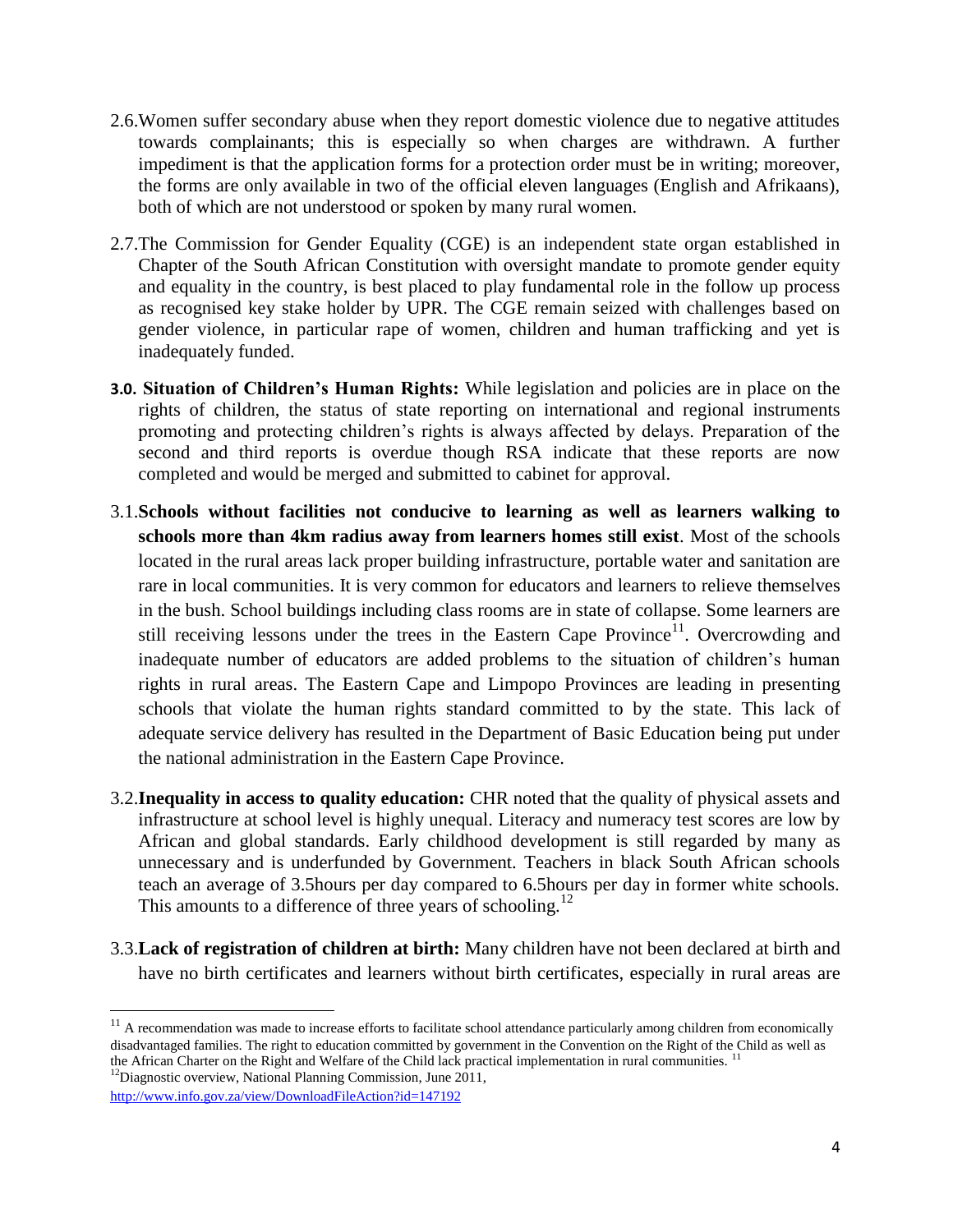2.6. Women suffer secondary abuse when they report domestic violence due to negative attitudes towards complainants; this is especially so when charges are withdrawn. A further impediment is that the application forms for a protection order must be in writing; moreover, the forms are only available in two of the official eleven languages (English and Afrikaans), both of which are not understood or spoken by many rural women.

2.7. The Commission for Gender Equality (CGE) is an independent state organ established in Chapter of the South African Constitution with oversight mandate to promote gender equity and equality in the country, is best placed to play fundamental role in the follow up process as recognised key stake holder by UPR. The CGE remain seized with challenges based on gender violence, in particular rape of women, children and human trafficking and yet is inadequately funded.

**3.0. Situation of Children's Human Rights:** While legislation and policies are in place on the rights of children, the status of state reporting on international and regional instruments promoting and protecting children's rights is always affected by delays. Preparation of the second and third reports is overdue though RSA indicate that these reports are now completed and would be merged and submitted to cabinet for approval.

3.1. **Schools without facilities not conducive to learning as well as learners walking to schools more than 4km radius away from learners homes still exist**. Most of the schools located in the rural areas lack proper building infrastructure, portable water and sanitation are rare in local communities. It is very common for educators and learners to relieve themselves in the bush. School buildings including class rooms are in state of collapse. Some learners are still receiving lessons under the trees in the Eastern Cape Province[11]. Overcrowding and inadequate number of educators are added problems to the situation of children's human rights in rural areas. The Eastern Cape and Limpopo Provinces are leading in presenting schools that violate the human rights standard committed to by the state. This lack of adequate service delivery has resulted in the Department of Basic Education being put under the national administration in the Eastern Cape Province.

3.2. **Inequality in access to quality education:** CHR noted that the quality of physical assets and infrastructure at school level is highly unequal. Literacy and numeracy test scores are low by African and global standards. Early childhood development is still regarded by many as unnecessary and is underfunded by Government. Teachers in black South African schools teach an average of 3.5hours per day compared to 6.5hours per day in former white schools. This amounts to a difference of three years of schooling.[12]

3.3. **Lack of registration of children at birth:** Many children have not been declared at birth and have no birth certificates and learners without birth certificates, especially in rural areas are

---

[11] A recommendation was made to increase efforts to facilitate school attendance particularly among children from economically disadvantaged families. The right to education committed by government in the Convention on the Right of the Child as well as the African Charter on the Right and Welfare of the Child lack practical implementation in rural communities. [11]

[12] Diagnostic overview, National Planning Commission, June 2011, http://www.info.gov.za/view/DownloadFileAction?id=147192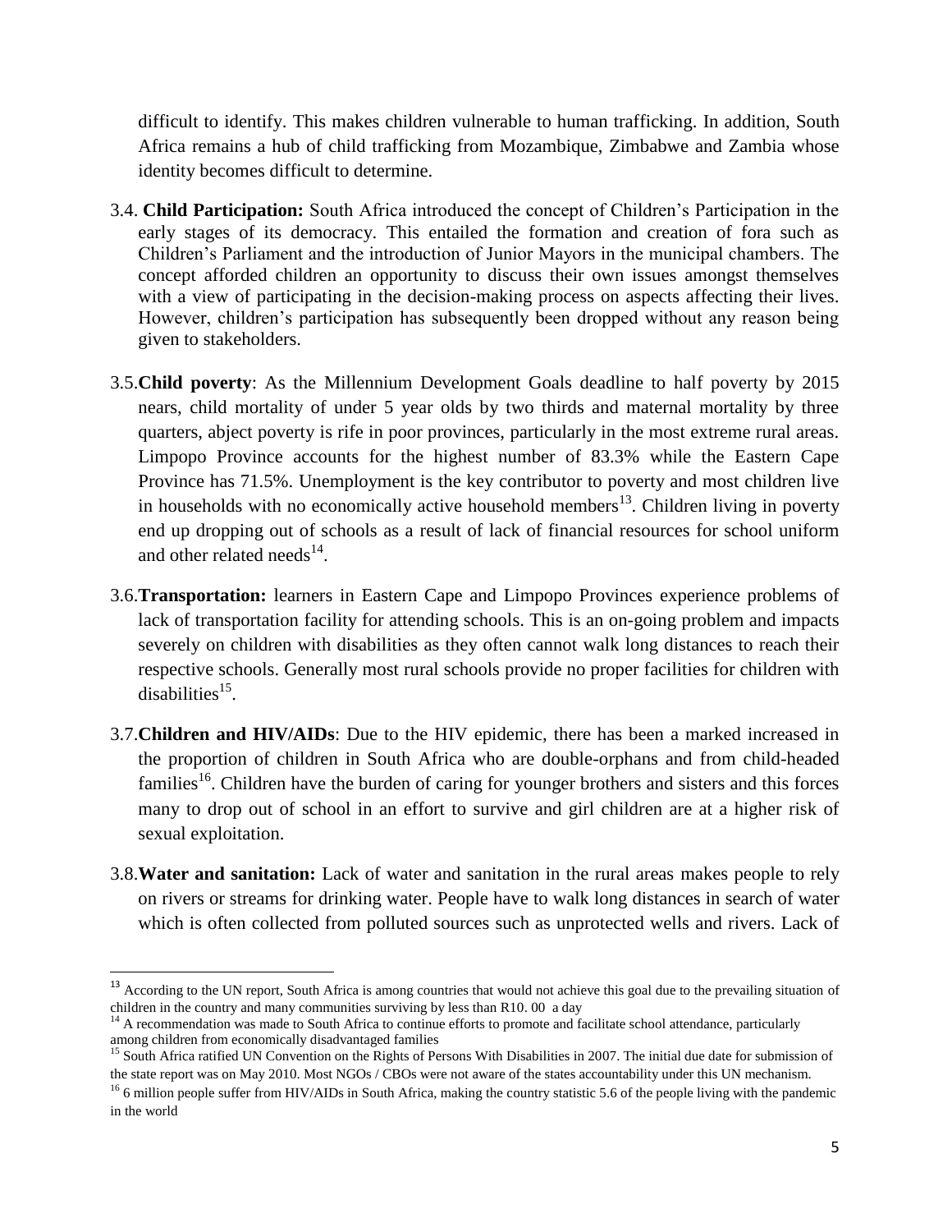difficult to identify. This makes children vulnerable to human trafficking. In addition, South Africa remains a hub of child trafficking from Mozambique, Zimbabwe and Zambia whose identity becomes difficult to determine.

3.4. **Child Participation:** South Africa introduced the concept of Children's Participation in the early stages of its democracy. This entailed the formation and creation of fora such as Children's Parliament and the introduction of Junior Mayors in the municipal chambers. The concept afforded children an opportunity to discuss their own issues amongst themselves with a view of participating in the decision-making process on aspects affecting their lives. However, children's participation has subsequently been dropped without any reason being given to stakeholders.

3.5. **Child poverty**: As the Millennium Development Goals deadline to half poverty by 2015 nears, child mortality of under 5 year olds by two thirds and maternal mortality by three quarters, abject poverty is rife in poor provinces, particularly in the most extreme rural areas. Limpopo Province accounts for the highest number of 83.3% while the Eastern Cape Province has 71.5%. Unemployment is the key contributor to poverty and most children live in households with no economically active household members[13]. Children living in poverty end up dropping out of schools as a result of lack of financial resources for school uniform and other related needs[14].

3.6. **Transportation:** learners in Eastern Cape and Limpopo Provinces experience problems of lack of transportation facility for attending schools. This is an on-going problem and impacts severely on children with disabilities as they often cannot walk long distances to reach their respective schools. Generally most rural schools provide no proper facilities for children with disabilities[15].

3.7. **Children and HIV/AIDs**: Due to the HIV epidemic, there has been a marked increased in the proportion of children in South Africa who are double-orphans and from child-headed families[16]. Children have the burden of caring for younger brothers and sisters and this forces many to drop out of school in an effort to survive and girl children are at a higher risk of sexual exploitation.

3.8. **Water and sanitation:** Lack of water and sanitation in the rural areas makes people to rely on rivers or streams for drinking water. People have to walk long distances in search of water which is often collected from polluted sources such as unprotected wells and rivers. Lack of

---

[13] According to the UN report, South Africa is among countries that would not achieve this goal due to the prevailing situation of children in the country and many communities surviving by less than R10. 00 a day

[14] A recommendation was made to South Africa to continue efforts to promote and facilitate school attendance, particularly among children from economically disadvantaged families

[15] South Africa ratified UN Convention on the Rights of Persons With Disabilities in 2007. The initial due date for submission of the state report was on May 2010. Most NGOs / CBOs were not aware of the states accountability under this UN mechanism.

[16] 6 million people suffer from HIV/AIDs in South Africa, making the country statistic 5.6 of the people living with the pandemic in the world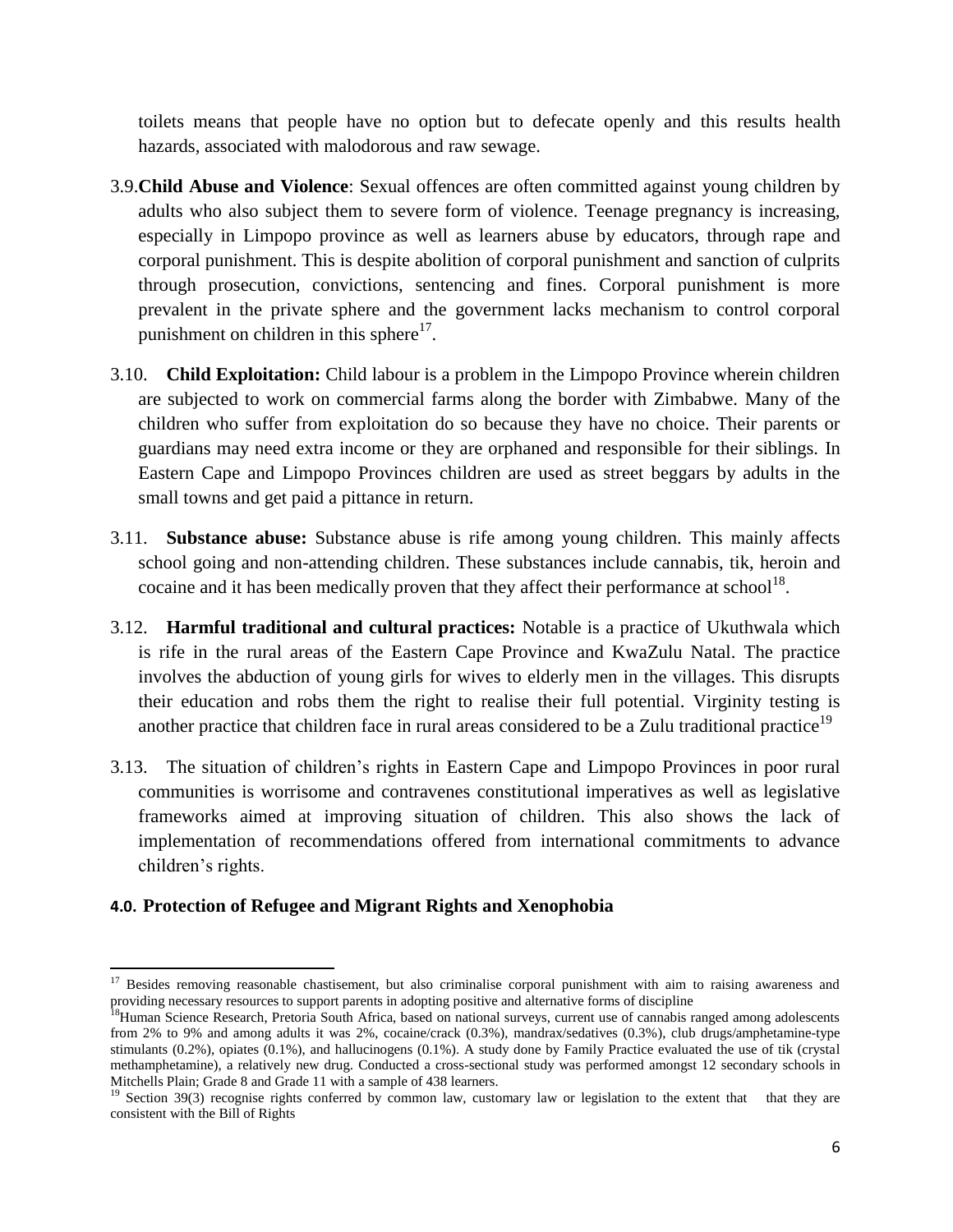toilets means that people have no option but to defecate openly and this results health hazards, associated with malodorous and raw sewage.

3.9. **Child Abuse and Violence**: Sexual offences are often committed against young children by adults who also subject them to severe form of violence. Teenage pregnancy is increasing, especially in Limpopo province as well as learners abuse by educators, through rape and corporal punishment. This is despite abolition of corporal punishment and sanction of culprits through prosecution, convictions, sentencing and fines. Corporal punishment is more prevalent in the private sphere and the government lacks mechanism to control corporal punishment on children in this sphere[17].

3.10. **Child Exploitation:** Child labour is a problem in the Limpopo Province wherein children are subjected to work on commercial farms along the border with Zimbabwe. Many of the children who suffer from exploitation do so because they have no choice. Their parents or guardians may need extra income or they are orphaned and responsible for their siblings. In Eastern Cape and Limpopo Provinces children are used as street beggars by adults in the small towns and get paid a pittance in return.

3.11. **Substance abuse:** Substance abuse is rife among young children. This mainly affects school going and non-attending children. These substances include cannabis, tik, heroin and cocaine and it has been medically proven that they affect their performance at school[18].

3.12. **Harmful traditional and cultural practices:** Notable is a practice of Ukuthwala which is rife in the rural areas of the Eastern Cape Province and KwaZulu Natal. The practice involves the abduction of young girls for wives to elderly men in the villages. This disrupts their education and robs them the right to realise their full potential. Virginity testing is another practice that children face in rural areas considered to be a Zulu traditional practice[19]

3.13. The situation of children's rights in Eastern Cape and Limpopo Provinces in poor rural communities is worrisome and contravenes constitutional imperatives as well as legislative frameworks aimed at improving situation of children. This also shows the lack of implementation of recommendations offered from international commitments to advance children's rights.

## 4.0. Protection of Refugee and Migrant Rights and Xenophobia

---

[17] Besides removing reasonable chastisement, but also criminalise corporal punishment with aim to raising awareness and providing necessary resources to support parents in adopting positive and alternative forms of discipline

[18] Human Science Research, Pretoria South Africa, based on national surveys, current use of cannabis ranged among adolescents from 2% to 9% and among adults it was 2%, cocaine/crack (0.3%), mandrax/sedatives (0.3%), club drugs/amphetamine-type stimulants (0.2%), opiates (0.1%), and hallucinogens (0.1%). A study done by Family Practice evaluated the use of tik (crystal methamphetamine), a relatively new drug. Conducted a cross-sectional study was performed amongst 12 secondary schools in Mitchells Plain; Grade 8 and Grade 11 with a sample of 438 learners.

[19] Section 39(3) recognise rights conferred by common law, customary law or legislation to the extent that that they are consistent with the Bill of Rights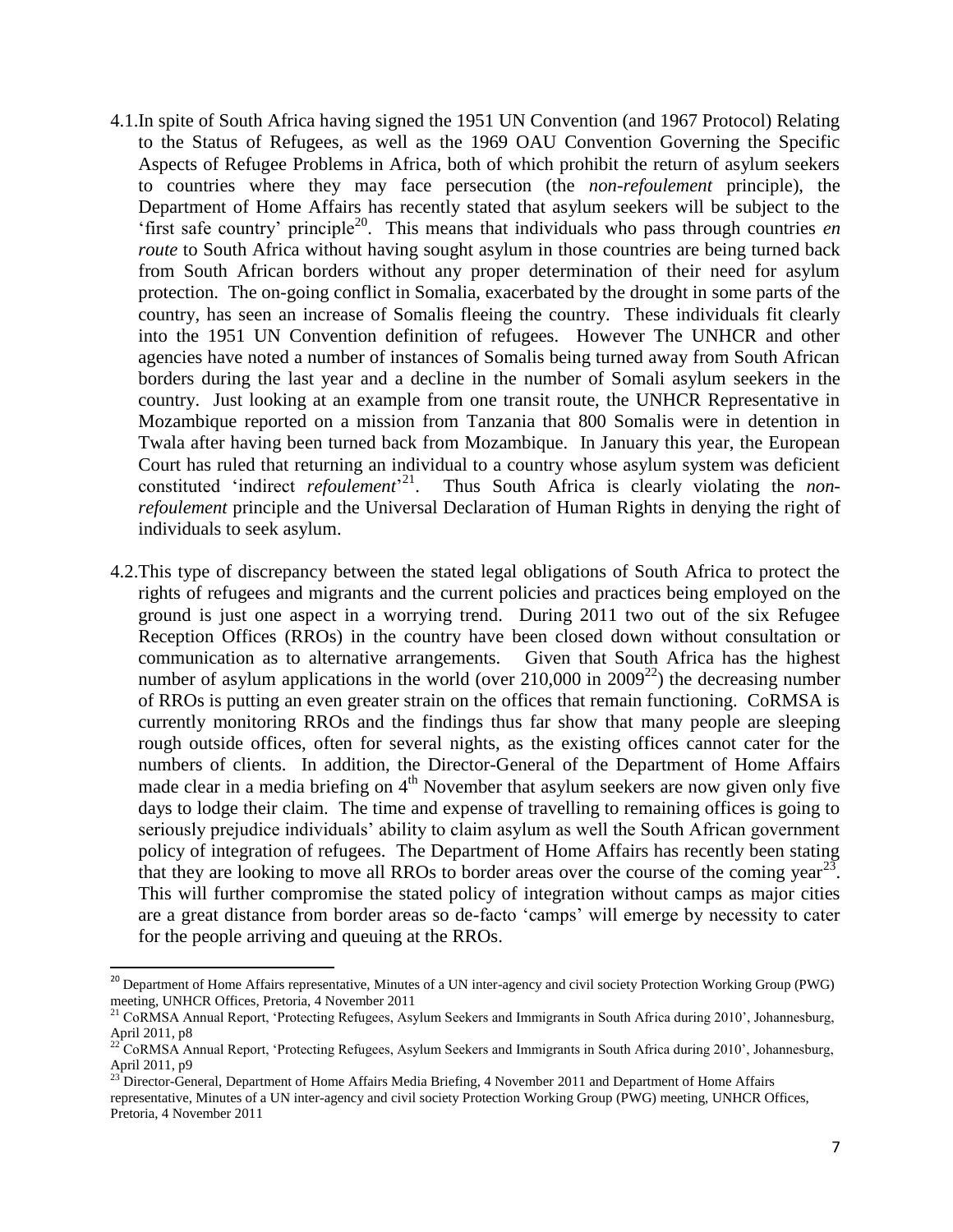4.1. In spite of South Africa having signed the 1951 UN Convention (and 1967 Protocol) Relating to the Status of Refugees, as well as the 1969 OAU Convention Governing the Specific Aspects of Refugee Problems in Africa, both of which prohibit the return of asylum seekers to countries where they may face persecution (the *non-refoulement* principle), the Department of Home Affairs has recently stated that asylum seekers will be subject to the 'first safe country' principle[20]. This means that individuals who pass through countries *en route* to South Africa without having sought asylum in those countries are being turned back from South African borders without any proper determination of their need for asylum protection. The on-going conflict in Somalia, exacerbated by the drought in some parts of the country, has seen an increase of Somalis fleeing the country. These individuals fit clearly into the 1951 UN Convention definition of refugees. However The UNHCR and other agencies have noted a number of instances of Somalis being turned away from South African borders during the last year and a decline in the number of Somali asylum seekers in the country. Just looking at an example from one transit route, the UNHCR Representative in Mozambique reported on a mission from Tanzania that 800 Somalis were in detention in Twala after having been turned back from Mozambique. In January this year, the European Court has ruled that returning an individual to a country whose asylum system was deficient constituted 'indirect *refoulement*'[21]. Thus South Africa is clearly violating the *non-refoulement* principle and the Universal Declaration of Human Rights in denying the right of individuals to seek asylum.

4.2. This type of discrepancy between the stated legal obligations of South Africa to protect the rights of refugees and migrants and the current policies and practices being employed on the ground is just one aspect in a worrying trend. During 2011 two out of the six Refugee Reception Offices (RROs) in the country have been closed down without consultation or communication as to alternative arrangements. Given that South Africa has the highest number of asylum applications in the world (over 210,000 in 2009[22]) the decreasing number of RROs is putting an even greater strain on the offices that remain functioning. CoRMSA is currently monitoring RROs and the findings thus far show that many people are sleeping rough outside offices, often for several nights, as the existing offices cannot cater for the numbers of clients. In addition, the Director-General of the Department of Home Affairs made clear in a media briefing on 4th November that asylum seekers are now given only five days to lodge their claim. The time and expense of travelling to remaining offices is going to seriously prejudice individuals' ability to claim asylum as well the South African government policy of integration of refugees. The Department of Home Affairs has recently been stating that they are looking to move all RROs to border areas over the course of the coming year[23]. This will further compromise the stated policy of integration without camps as major cities are a great distance from border areas so de-facto 'camps' will emerge by necessity to cater for the people arriving and queuing at the RROs.

---

[20] Department of Home Affairs representative, Minutes of a UN inter-agency and civil society Protection Working Group (PWG) meeting, UNHCR Offices, Pretoria, 4 November 2011

[21] CoRMSA Annual Report, 'Protecting Refugees, Asylum Seekers and Immigrants in South Africa during 2010', Johannesburg, April 2011, p8

[22] CoRMSA Annual Report, 'Protecting Refugees, Asylum Seekers and Immigrants in South Africa during 2010', Johannesburg, April 2011, p9

[23] Director-General, Department of Home Affairs Media Briefing, 4 November 2011 and Department of Home Affairs representative, Minutes of a UN inter-agency and civil society Protection Working Group (PWG) meeting, UNHCR Offices, Pretoria, 4 November 2011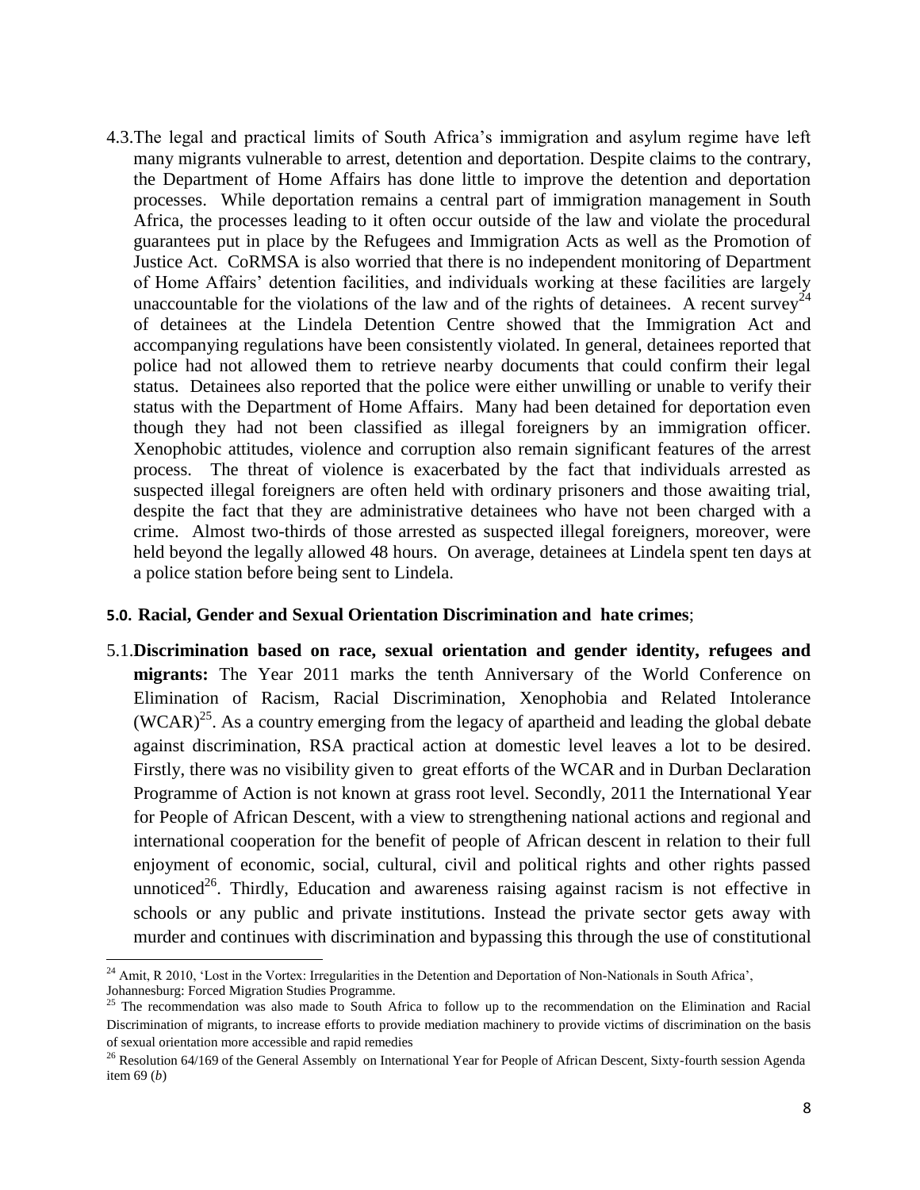4.3. The legal and practical limits of South Africa's immigration and asylum regime have left many migrants vulnerable to arrest, detention and deportation. Despite claims to the contrary, the Department of Home Affairs has done little to improve the detention and deportation processes. While deportation remains a central part of immigration management in South Africa, the processes leading to it often occur outside of the law and violate the procedural guarantees put in place by the Refugees and Immigration Acts as well as the Promotion of Justice Act. CoRMSA is also worried that there is no independent monitoring of Department of Home Affairs' detention facilities, and individuals working at these facilities are largely unaccountable for the violations of the law and of the rights of detainees. A recent survey[24] of detainees at the Lindela Detention Centre showed that the Immigration Act and accompanying regulations have been consistently violated. In general, detainees reported that police had not allowed them to retrieve nearby documents that could confirm their legal status. Detainees also reported that the police were either unwilling or unable to verify their status with the Department of Home Affairs. Many had been detained for deportation even though they had not been classified as illegal foreigners by an immigration officer. Xenophobic attitudes, violence and corruption also remain significant features of the arrest process. The threat of violence is exacerbated by the fact that individuals arrested as suspected illegal foreigners are often held with ordinary prisoners and those awaiting trial, despite the fact that they are administrative detainees who have not been charged with a crime. Almost two-thirds of those arrested as suspected illegal foreigners, moreover, were held beyond the legally allowed 48 hours. On average, detainees at Lindela spent ten days at a police station before being sent to Lindela.

## 5.0. Racial, Gender and Sexual Orientation Discrimination and hate crimes;

5.1. **Discrimination based on race, sexual orientation and gender identity, refugees and migrants:** The Year 2011 marks the tenth Anniversary of the World Conference on Elimination of Racism, Racial Discrimination, Xenophobia and Related Intolerance (WCAR)[25]. As a country emerging from the legacy of apartheid and leading the global debate against discrimination, RSA practical action at domestic level leaves a lot to be desired. Firstly, there was no visibility given to great efforts of the WCAR and in Durban Declaration Programme of Action is not known at grass root level. Secondly, 2011 the International Year for People of African Descent, with a view to strengthening national actions and regional and international cooperation for the benefit of people of African descent in relation to their full enjoyment of economic, social, cultural, civil and political rights and other rights passed unnoticed[26]. Thirdly, Education and awareness raising against racism is not effective in schools or any public and private institutions. Instead the private sector gets away with murder and continues with discrimination and bypassing this through the use of constitutional

---

[24] Amit, R 2010, 'Lost in the Vortex: Irregularities in the Detention and Deportation of Non-Nationals in South Africa', Johannesburg: Forced Migration Studies Programme.

[25] The recommendation was also made to South Africa to follow up to the recommendation on the Elimination and Racial Discrimination of migrants, to increase efforts to provide mediation machinery to provide victims of discrimination on the basis of sexual orientation more accessible and rapid remedies

[26] Resolution 64/169 of the General Assembly on International Year for People of African Descent, Sixty-fourth session Agenda item 69 (*b*)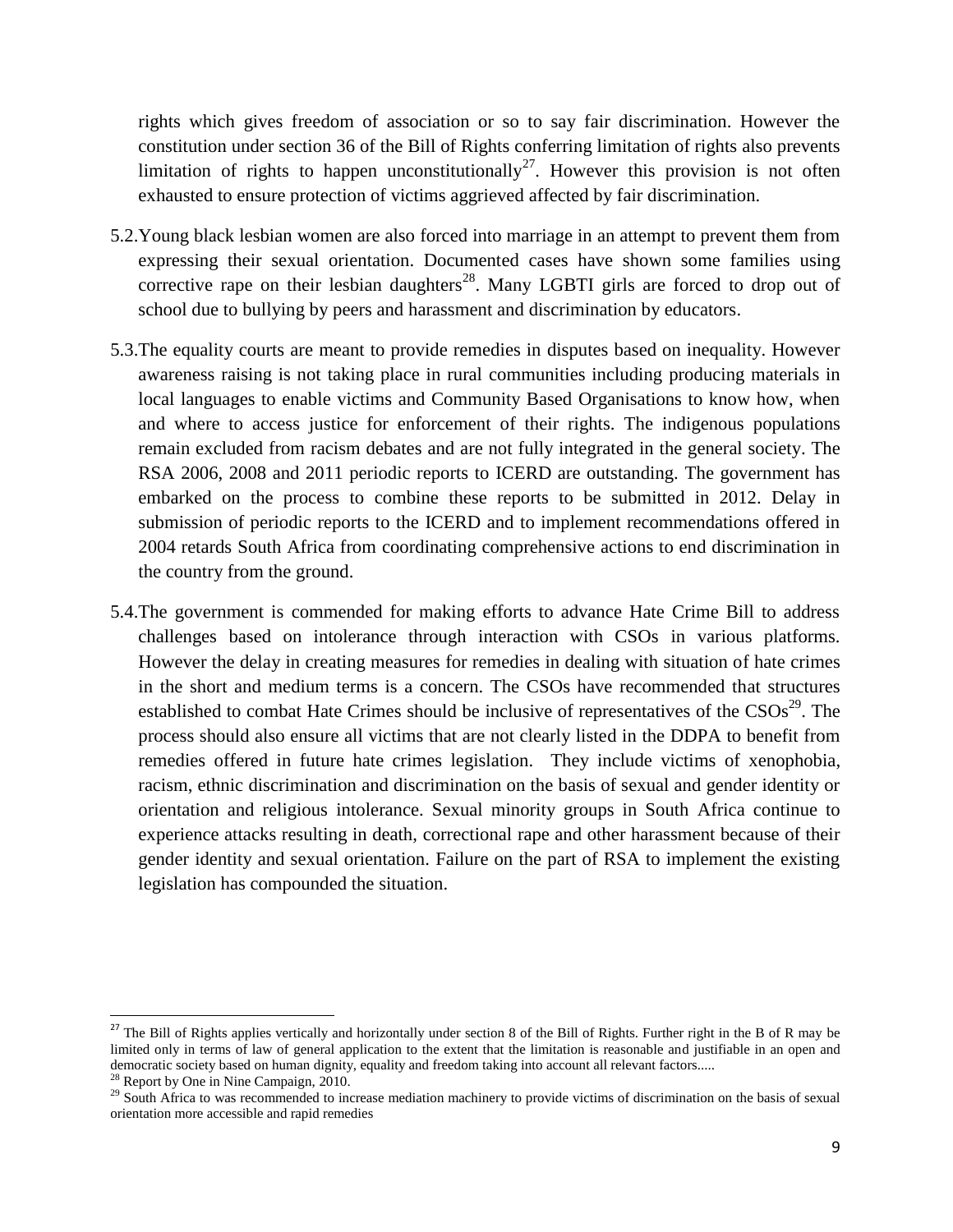rights which gives freedom of association or so to say fair discrimination. However the constitution under section 36 of the Bill of Rights conferring limitation of rights also prevents limitation of rights to happen unconstitutionally[27]. However this provision is not often exhausted to ensure protection of victims aggrieved affected by fair discrimination.

5.2. Young black lesbian women are also forced into marriage in an attempt to prevent them from expressing their sexual orientation. Documented cases have shown some families using corrective rape on their lesbian daughters[28]. Many LGBTI girls are forced to drop out of school due to bullying by peers and harassment and discrimination by educators.

5.3. The equality courts are meant to provide remedies in disputes based on inequality. However awareness raising is not taking place in rural communities including producing materials in local languages to enable victims and Community Based Organisations to know how, when and where to access justice for enforcement of their rights. The indigenous populations remain excluded from racism debates and are not fully integrated in the general society. The RSA 2006, 2008 and 2011 periodic reports to ICERD are outstanding. The government has embarked on the process to combine these reports to be submitted in 2012. Delay in submission of periodic reports to the ICERD and to implement recommendations offered in 2004 retards South Africa from coordinating comprehensive actions to end discrimination in the country from the ground.

5.4. The government is commended for making efforts to advance Hate Crime Bill to address challenges based on intolerance through interaction with CSOs in various platforms. However the delay in creating measures for remedies in dealing with situation of hate crimes in the short and medium terms is a concern. The CSOs have recommended that structures established to combat Hate Crimes should be inclusive of representatives of the CSOs[29]. The process should also ensure all victims that are not clearly listed in the DDPA to benefit from remedies offered in future hate crimes legislation. They include victims of xenophobia, racism, ethnic discrimination and discrimination on the basis of sexual and gender identity or orientation and religious intolerance. Sexual minority groups in South Africa continue to experience attacks resulting in death, correctional rape and other harassment because of their gender identity and sexual orientation. Failure on the part of RSA to implement the existing legislation has compounded the situation.

---

[27] The Bill of Rights applies vertically and horizontally under section 8 of the Bill of Rights. Further right in the B of R may be limited only in terms of law of general application to the extent that the limitation is reasonable and justifiable in an open and democratic society based on human dignity, equality and freedom taking into account all relevant factors.....

[28] Report by One in Nine Campaign, 2010.

[29] South Africa to was recommended to increase mediation machinery to provide victims of discrimination on the basis of sexual orientation more accessible and rapid remedies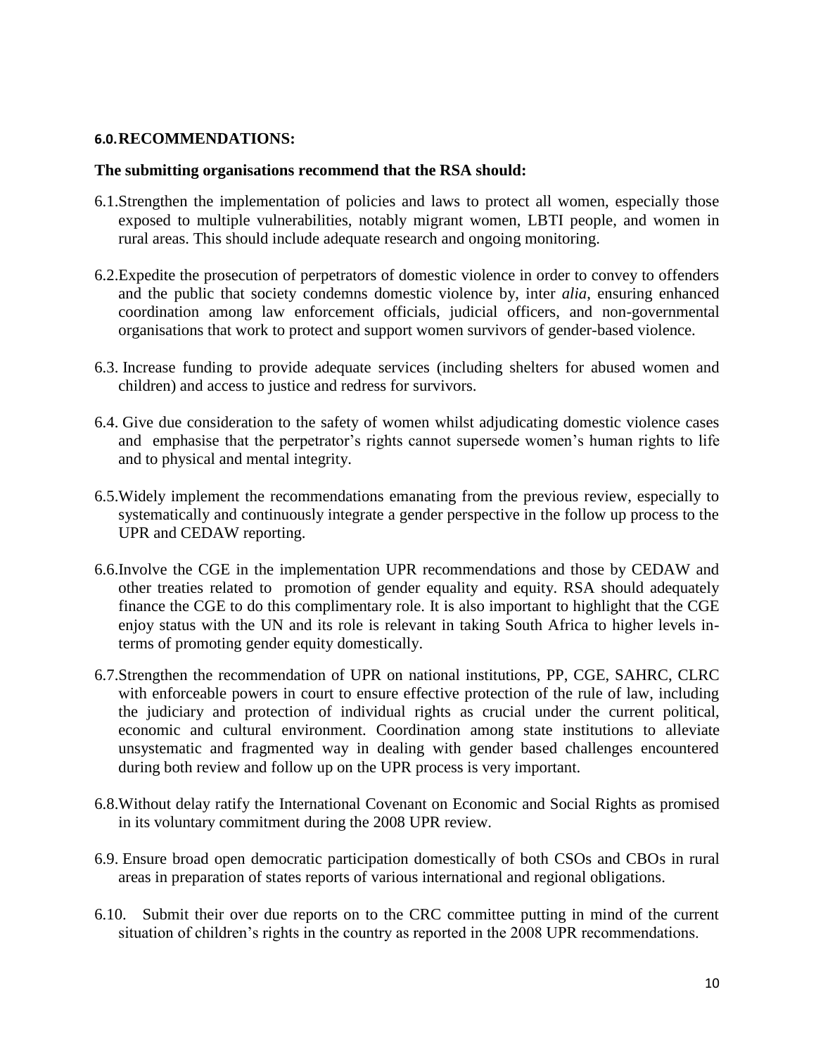## 6.0. RECOMMENDATIONS:

**The submitting organisations recommend that the RSA should:**

6.1. Strengthen the implementation of policies and laws to protect all women, especially those exposed to multiple vulnerabilities, notably migrant women, LBTI people, and women in rural areas. This should include adequate research and ongoing monitoring.

6.2. Expedite the prosecution of perpetrators of domestic violence in order to convey to offenders and the public that society condemns domestic violence by, inter *alia*, ensuring enhanced coordination among law enforcement officials, judicial officers, and non-governmental organisations that work to protect and support women survivors of gender-based violence.

6.3. Increase funding to provide adequate services (including shelters for abused women and children) and access to justice and redress for survivors.

6.4. Give due consideration to the safety of women whilst adjudicating domestic violence cases and emphasise that the perpetrator's rights cannot supersede women's human rights to life and to physical and mental integrity.

6.5. Widely implement the recommendations emanating from the previous review, especially to systematically and continuously integrate a gender perspective in the follow up process to the UPR and CEDAW reporting.

6.6. Involve the CGE in the implementation UPR recommendations and those by CEDAW and other treaties related to promotion of gender equality and equity. RSA should adequately finance the CGE to do this complimentary role. It is also important to highlight that the CGE enjoy status with the UN and its role is relevant in taking South Africa to higher levels in-terms of promoting gender equity domestically.

6.7. Strengthen the recommendation of UPR on national institutions, PP, CGE, SAHRC, CLRC with enforceable powers in court to ensure effective protection of the rule of law, including the judiciary and protection of individual rights as crucial under the current political, economic and cultural environment. Coordination among state institutions to alleviate unsystematic and fragmented way in dealing with gender based challenges encountered during both review and follow up on the UPR process is very important.

6.8. Without delay ratify the International Covenant on Economic and Social Rights as promised in its voluntary commitment during the 2008 UPR review.

6.9. Ensure broad open democratic participation domestically of both CSOs and CBOs in rural areas in preparation of states reports of various international and regional obligations.

6.10. Submit their over due reports on to the CRC committee putting in mind of the current situation of children's rights in the country as reported in the 2008 UPR recommendations.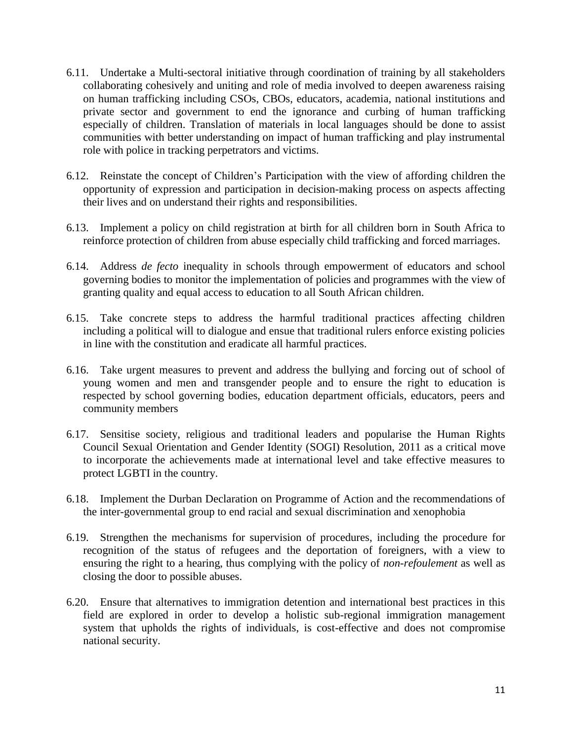6.11. Undertake a Multi-sectoral initiative through coordination of training by all stakeholders collaborating cohesively and uniting and role of media involved to deepen awareness raising on human trafficking including CSOs, CBOs, educators, academia, national institutions and private sector and government to end the ignorance and curbing of human trafficking especially of children. Translation of materials in local languages should be done to assist communities with better understanding on impact of human trafficking and play instrumental role with police in tracking perpetrators and victims.

6.12. Reinstate the concept of Children's Participation with the view of affording children the opportunity of expression and participation in decision-making process on aspects affecting their lives and on understand their rights and responsibilities.

6.13. Implement a policy on child registration at birth for all children born in South Africa to reinforce protection of children from abuse especially child trafficking and forced marriages.

6.14. Address *de fecto* inequality in schools through empowerment of educators and school governing bodies to monitor the implementation of policies and programmes with the view of granting quality and equal access to education to all South African children.

6.15. Take concrete steps to address the harmful traditional practices affecting children including a political will to dialogue and ensue that traditional rulers enforce existing policies in line with the constitution and eradicate all harmful practices.

6.16. Take urgent measures to prevent and address the bullying and forcing out of school of young women and men and transgender people and to ensure the right to education is respected by school governing bodies, education department officials, educators, peers and community members

6.17. Sensitise society, religious and traditional leaders and popularise the Human Rights Council Sexual Orientation and Gender Identity (SOGI) Resolution, 2011 as a critical move to incorporate the achievements made at international level and take effective measures to protect LGBTI in the country.

6.18. Implement the Durban Declaration on Programme of Action and the recommendations of the inter-governmental group to end racial and sexual discrimination and xenophobia

6.19. Strengthen the mechanisms for supervision of procedures, including the procedure for recognition of the status of refugees and the deportation of foreigners, with a view to ensuring the right to a hearing, thus complying with the policy of *non-refoulement* as well as closing the door to possible abuses.

6.20. Ensure that alternatives to immigration detention and international best practices in this field are explored in order to develop a holistic sub-regional immigration management system that upholds the rights of individuals, is cost-effective and does not compromise national security.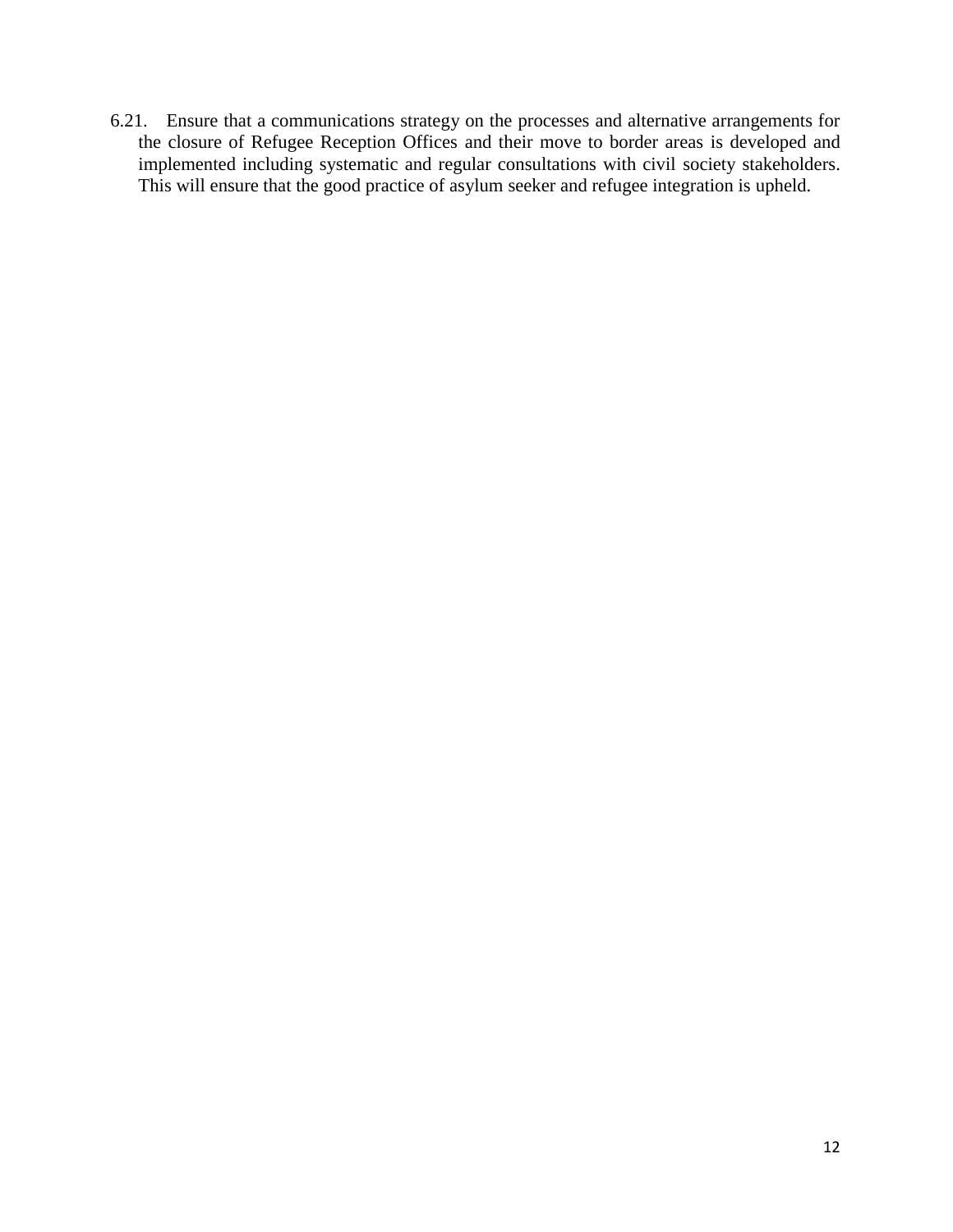6.21. Ensure that a communications strategy on the processes and alternative arrangements for the closure of Refugee Reception Offices and their move to border areas is developed and implemented including systematic and regular consultations with civil society stakeholders. This will ensure that the good practice of asylum seeker and refugee integration is upheld.